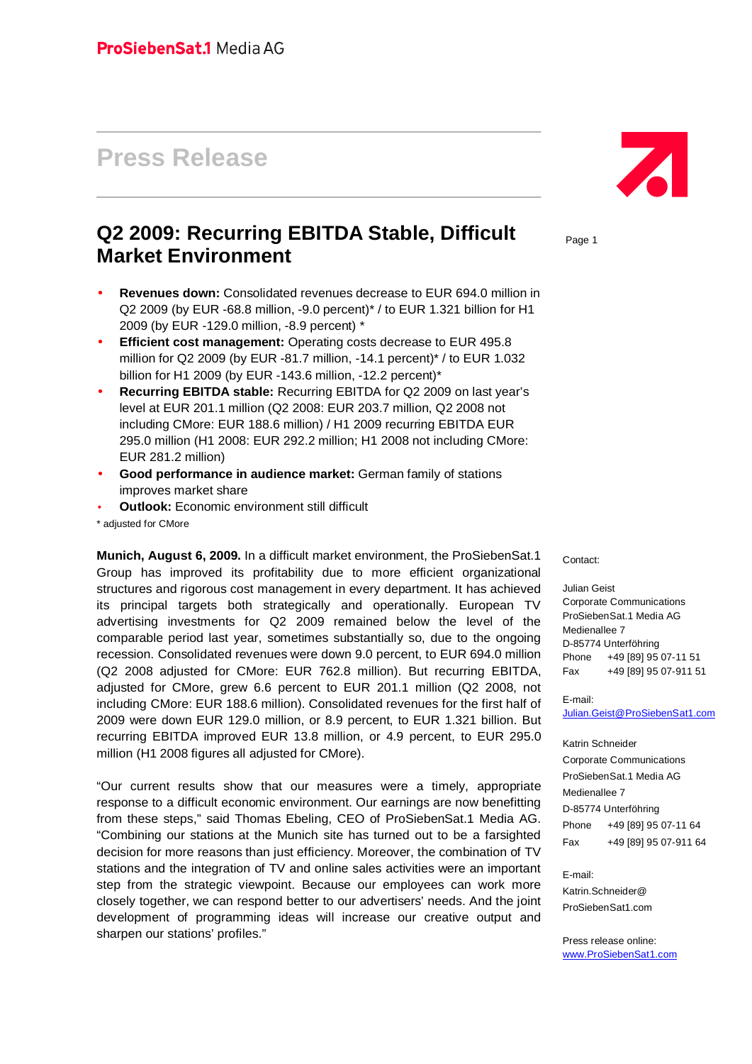ProSiebenSat.1 Media AG

# Press Release

## Q2 2009: Recurring EBITDA Stable, Difficult Market Environment

- **Revenues down:** Consolidated revenues decrease to EUR 694.0 million in Q2 2009 (by EUR -68.8 million, -9.0 percent)* / to EUR 1.321 billion for H1 2009 (by EUR -129.0 million, -8.9 percent) *
- **Efficient cost management:** Operating costs decrease to EUR 495.8 million for Q2 2009 (by EUR -81.7 million, -14.1 percent)* / to EUR 1.032 billion for H1 2009 (by EUR -143.6 million, -12.2 percent)*
- **Recurring EBITDA stable:** Recurring EBITDA for Q2 2009 on last year's level at EUR 201.1 million (Q2 2008: EUR 203.7 million, Q2 2008 not including CMore: EUR 188.6 million) / H1 2009 recurring EBITDA EUR 295.0 million (H1 2008: EUR 292.2 million; H1 2008 not including CMore: EUR 281.2 million)
- **Good performance in audience market:** German family of stations improves market share
- **Outlook:** Economic environment still difficult

\* adjusted for CMore

**Munich, August 6, 2009.** In a difficult market environment, the ProSiebenSat.1 Group has improved its profitability due to more efficient organizational structures and rigorous cost management in every department. It has achieved its principal targets both strategically and operationally. European TV advertising investments for Q2 2009 remained below the level of the comparable period last year, sometimes substantially so, due to the ongoing recession. Consolidated revenues were down 9.0 percent, to EUR 694.0 million (Q2 2008 adjusted for CMore: EUR 762.8 million). But recurring EBITDA, adjusted for CMore, grew 6.6 percent to EUR 201.1 million (Q2 2008, not including CMore: EUR 188.6 million). Consolidated revenues for the first half of 2009 were down EUR 129.0 million, or 8.9 percent, to EUR 1.321 billion. But recurring EBITDA improved EUR 13.8 million, or 4.9 percent, to EUR 295.0 million (H1 2008 figures all adjusted for CMore).

"Our current results show that our measures were a timely, appropriate response to a difficult economic environment. Our earnings are now benefitting from these steps," said Thomas Ebeling, CEO of ProSiebenSat.1 Media AG. "Combining our stations at the Munich site has turned out to be a farsighted decision for more reasons than just efficiency. Moreover, the combination of TV stations and the integration of TV and online sales activities were an important step from the strategic viewpoint. Because our employees can work more closely together, we can respond better to our advertisers' needs. And the joint development of programming ideas will increase our creative output and sharpen our stations' profiles."

Contact:

Julian Geist
Corporate Communications
ProSiebenSat.1 Media AG
Medienallee 7
D-85774 Unterföhring
Phone +49 [89] 95 07-11 51
Fax +49 [89] 95 07-911 51

E-mail:
Julian.Geist@ProSiebenSat1.com

Katrin Schneider
Corporate Communications
ProSiebenSat.1 Media AG
Medienallee 7
D-85774 Unterföhring
Phone +49 [89] 95 07-11 64
Fax +49 [89] 95 07-911 64

E-mail:
Katrin.Schneider@ProSiebenSat1.com

Press release online:
www.ProSiebenSat1.com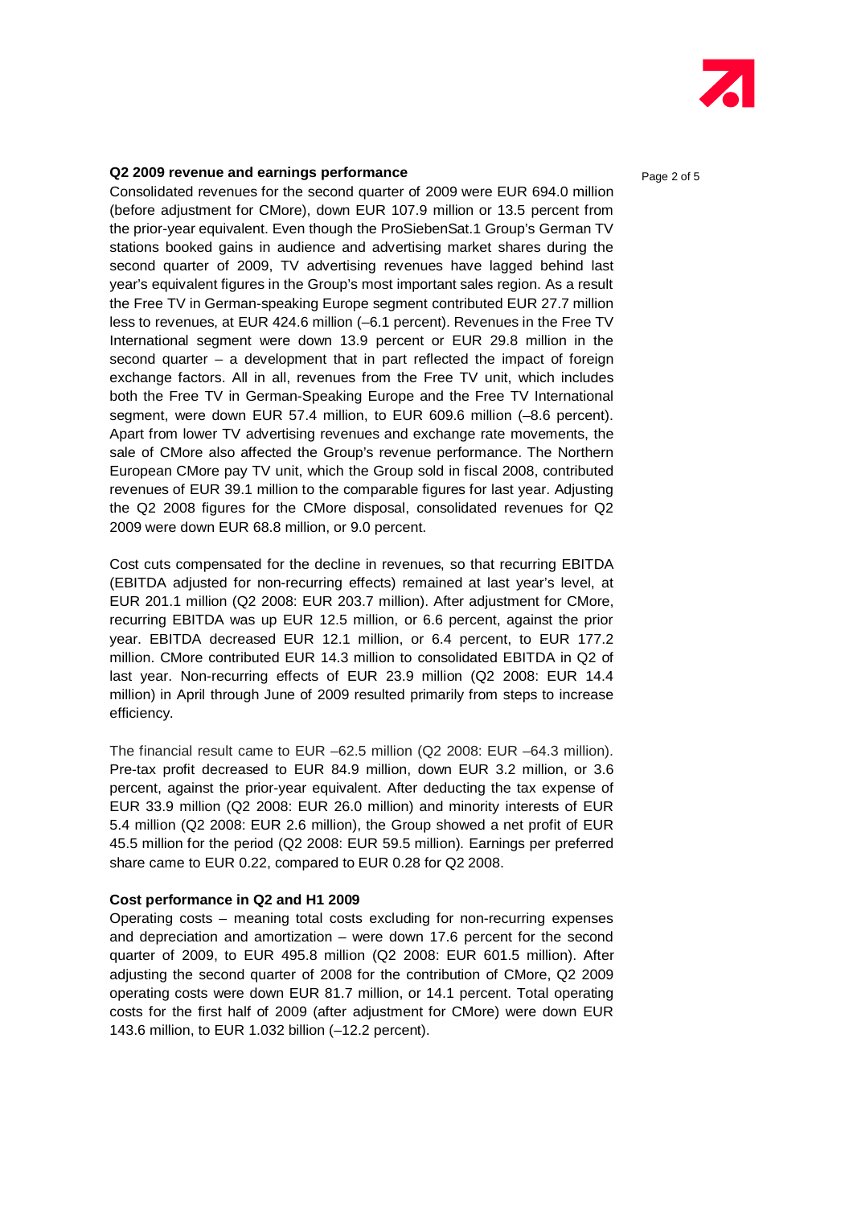**Q2 2009 revenue and earnings performance**

Consolidated revenues for the second quarter of 2009 were EUR 694.0 million (before adjustment for CMore), down EUR 107.9 million or 13.5 percent from the prior-year equivalent. Even though the ProSiebenSat.1 Group's German TV stations booked gains in audience and advertising market shares during the second quarter of 2009, TV advertising revenues have lagged behind last year's equivalent figures in the Group's most important sales region. As a result the Free TV in German-speaking Europe segment contributed EUR 27.7 million less to revenues, at EUR 424.6 million (–6.1 percent). Revenues in the Free TV International segment were down 13.9 percent or EUR 29.8 million in the second quarter – a development that in part reflected the impact of foreign exchange factors. All in all, revenues from the Free TV unit, which includes both the Free TV in German-Speaking Europe and the Free TV International segment, were down EUR 57.4 million, to EUR 609.6 million (–8.6 percent). Apart from lower TV advertising revenues and exchange rate movements, the sale of CMore also affected the Group's revenue performance. The Northern European CMore pay TV unit, which the Group sold in fiscal 2008, contributed revenues of EUR 39.1 million to the comparable figures for last year. Adjusting the Q2 2008 figures for the CMore disposal, consolidated revenues for Q2 2009 were down EUR 68.8 million, or 9.0 percent.

Cost cuts compensated for the decline in revenues, so that recurring EBITDA (EBITDA adjusted for non-recurring effects) remained at last year's level, at EUR 201.1 million (Q2 2008: EUR 203.7 million). After adjustment for CMore, recurring EBITDA was up EUR 12.5 million, or 6.6 percent, against the prior year. EBITDA decreased EUR 12.1 million, or 6.4 percent, to EUR 177.2 million. CMore contributed EUR 14.3 million to consolidated EBITDA in Q2 of last year. Non-recurring effects of EUR 23.9 million (Q2 2008: EUR 14.4 million) in April through June of 2009 resulted primarily from steps to increase efficiency.

The financial result came to EUR –62.5 million (Q2 2008: EUR –64.3 million). Pre-tax profit decreased to EUR 84.9 million, down EUR 3.2 million, or 3.6 percent, against the prior-year equivalent. After deducting the tax expense of EUR 33.9 million (Q2 2008: EUR 26.0 million) and minority interests of EUR 5.4 million (Q2 2008: EUR 2.6 million), the Group showed a net profit of EUR 45.5 million for the period (Q2 2008: EUR 59.5 million). Earnings per preferred share came to EUR 0.22, compared to EUR 0.28 for Q2 2008.

**Cost performance in Q2 and H1 2009**

Operating costs – meaning total costs excluding for non-recurring expenses and depreciation and amortization – were down 17.6 percent for the second quarter of 2009, to EUR 495.8 million (Q2 2008: EUR 601.5 million). After adjusting the second quarter of 2008 for the contribution of CMore, Q2 2009 operating costs were down EUR 81.7 million, or 14.1 percent. Total operating costs for the first half of 2009 (after adjustment for CMore) were down EUR 143.6 million, to EUR 1.032 billion (–12.2 percent).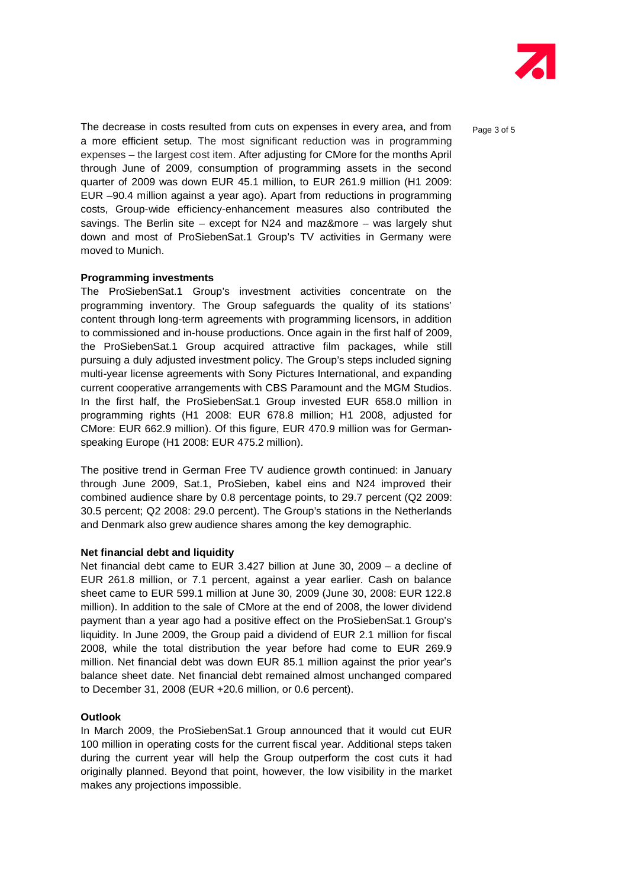The decrease in costs resulted from cuts on expenses in every area, and from a more efficient setup. The most significant reduction was in programming expenses – the largest cost item. After adjusting for CMore for the months April through June of 2009, consumption of programming assets in the second quarter of 2009 was down EUR 45.1 million, to EUR 261.9 million (H1 2009: EUR –90.4 million against a year ago). Apart from reductions in programming costs, Group-wide efficiency-enhancement measures also contributed the savings. The Berlin site – except for N24 and maz&more – was largely shut down and most of ProSiebenSat.1 Group's TV activities in Germany were moved to Munich.

**Programming investments**

The ProSiebenSat.1 Group's investment activities concentrate on the programming inventory. The Group safeguards the quality of its stations' content through long-term agreements with programming licensors, in addition to commissioned and in-house productions. Once again in the first half of 2009, the ProSiebenSat.1 Group acquired attractive film packages, while still pursuing a duly adjusted investment policy. The Group's steps included signing multi-year license agreements with Sony Pictures International, and expanding current cooperative arrangements with CBS Paramount and the MGM Studios. In the first half, the ProSiebenSat.1 Group invested EUR 658.0 million in programming rights (H1 2008: EUR 678.8 million; H1 2008, adjusted for CMore: EUR 662.9 million). Of this figure, EUR 470.9 million was for German-speaking Europe (H1 2008: EUR 475.2 million).

The positive trend in German Free TV audience growth continued: in January through June 2009, Sat.1, ProSieben, kabel eins and N24 improved their combined audience share by 0.8 percentage points, to 29.7 percent (Q2 2009: 30.5 percent; Q2 2008: 29.0 percent). The Group's stations in the Netherlands and Denmark also grew audience shares among the key demographic.

**Net financial debt and liquidity**

Net financial debt came to EUR 3.427 billion at June 30, 2009 – a decline of EUR 261.8 million, or 7.1 percent, against a year earlier. Cash on balance sheet came to EUR 599.1 million at June 30, 2009 (June 30, 2008: EUR 122.8 million). In addition to the sale of CMore at the end of 2008, the lower dividend payment than a year ago had a positive effect on the ProSiebenSat.1 Group's liquidity. In June 2009, the Group paid a dividend of EUR 2.1 million for fiscal 2008, while the total distribution the year before had come to EUR 269.9 million. Net financial debt was down EUR 85.1 million against the prior year's balance sheet date. Net financial debt remained almost unchanged compared to December 31, 2008 (EUR +20.6 million, or 0.6 percent).

**Outlook**

In March 2009, the ProSiebenSat.1 Group announced that it would cut EUR 100 million in operating costs for the current fiscal year. Additional steps taken during the current year will help the Group outperform the cost cuts it had originally planned. Beyond that point, however, the low visibility in the market makes any projections impossible.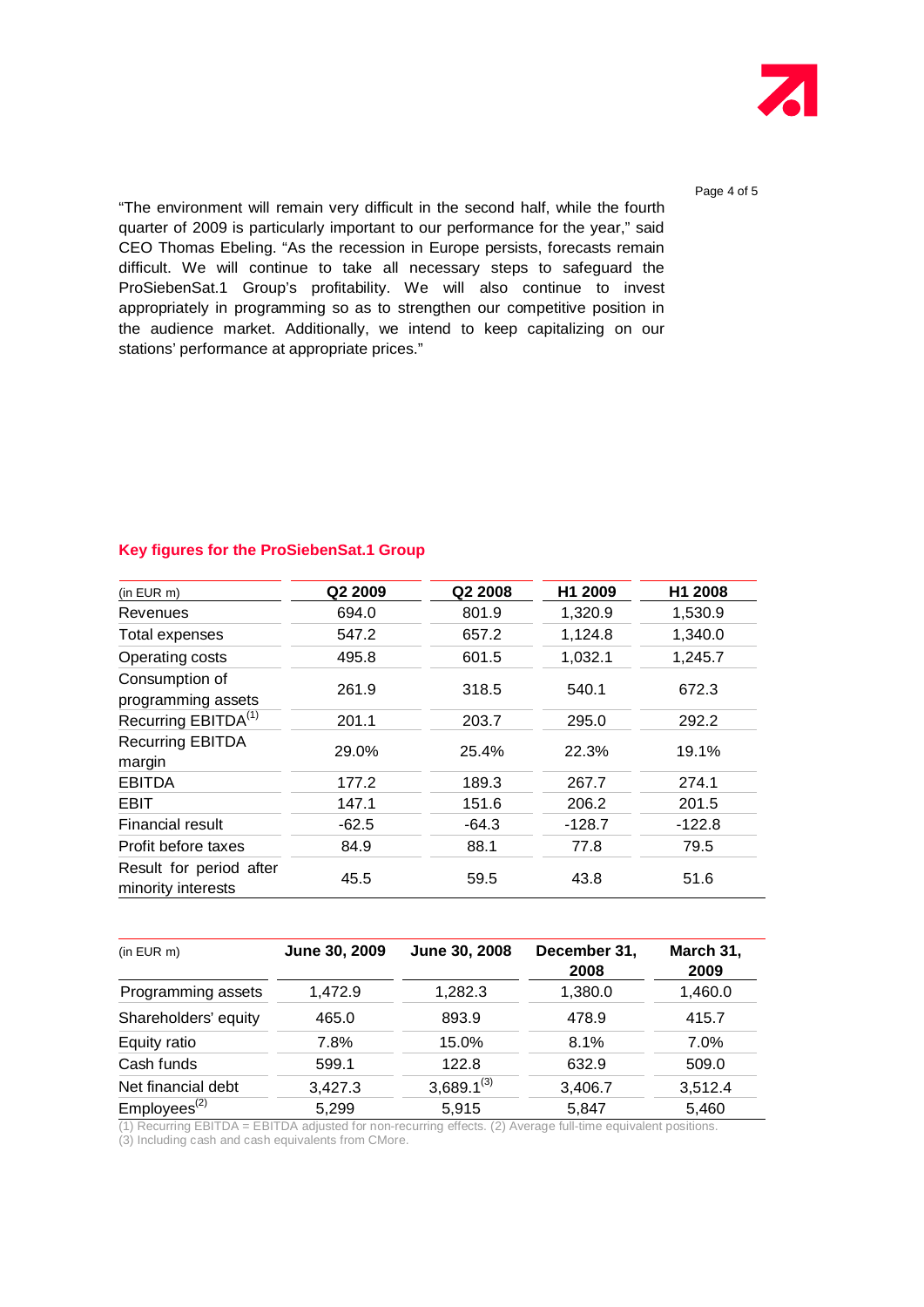"The environment will remain very difficult in the second half, while the fourth quarter of 2009 is particularly important to our performance for the year," said CEO Thomas Ebeling. "As the recession in Europe persists, forecasts remain difficult. We will continue to take all necessary steps to safeguard the ProSiebenSat.1 Group's profitability. We will also continue to invest appropriately in programming so as to strengthen our competitive position in the audience market. Additionally, we intend to keep capitalizing on our stations' performance at appropriate prices."

## Key figures for the ProSiebenSat.1 Group

| (in EUR m) | Q2 2009 | Q2 2008 | H1 2009 | H1 2008 |
|---|---|---|---|---|
| Revenues | 694.0 | 801.9 | 1,320.9 | 1,530.9 |
| Total expenses | 547.2 | 657.2 | 1,124.8 | 1,340.0 |
| Operating costs | 495.8 | 601.5 | 1,032.1 | 1,245.7 |
| Consumption of programming assets | 261.9 | 318.5 | 540.1 | 672.3 |
| Recurring EBITDA[1] | 201.1 | 203.7 | 295.0 | 292.2 |
| Recurring EBITDA margin | 29.0% | 25.4% | 22.3% | 19.1% |
| EBITDA | 177.2 | 189.3 | 267.7 | 274.1 |
| EBIT | 147.1 | 151.6 | 206.2 | 201.5 |
| Financial result | -62.5 | -64.3 | -128.7 | -122.8 |
| Profit before taxes | 84.9 | 88.1 | 77.8 | 79.5 |
| Result for period after minority interests | 45.5 | 59.5 | 43.8 | 51.6 |

| (in EUR m) | June 30, 2009 | June 30, 2008 | December 31, 2008 | March 31, 2009 |
|---|---|---|---|---|
| Programming assets | 1,472.9 | 1,282.3 | 1,380.0 | 1,460.0 |
| Shareholders' equity | 465.0 | 893.9 | 478.9 | 415.7 |
| Equity ratio | 7.8% | 15.0% | 8.1% | 7.0% |
| Cash funds | 599.1 | 122.8 | 632.9 | 509.0 |
| Net financial debt | 3,427.3 | 3,689.1[3] | 3,406.7 | 3,512.4 |
| Employees[2] | 5,299 | 5,915 | 5,847 | 5,460 |

(1) Recurring EBITDA = EBITDA adjusted for non-recurring effects. (2) Average full-time equivalent positions.
(3) Including cash and cash equivalents from CMore.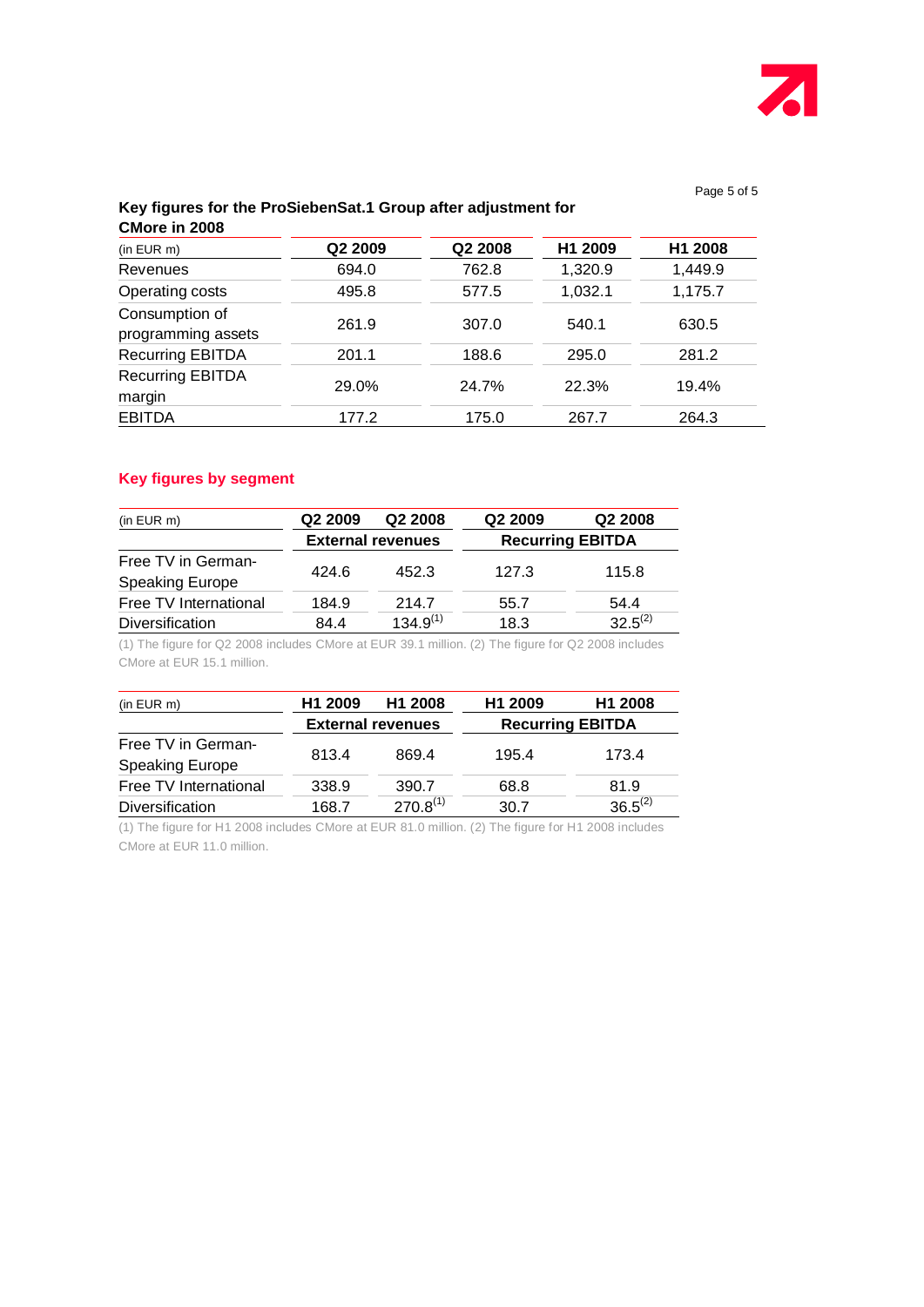### Key figures for the ProSiebenSat.1 Group after adjustment for CMore in 2008

| (in EUR m) | Q2 2009 | Q2 2008 | H1 2009 | H1 2008 |
|---|---|---|---|---|
| Revenues | 694.0 | 762.8 | 1,320.9 | 1,449.9 |
| Operating costs | 495.8 | 577.5 | 1,032.1 | 1,175.7 |
| Consumption of programming assets | 261.9 | 307.0 | 540.1 | 630.5 |
| Recurring EBITDA | 201.1 | 188.6 | 295.0 | 281.2 |
| Recurring EBITDA margin | 29.0% | 24.7% | 22.3% | 19.4% |
| EBITDA | 177.2 | 175.0 | 267.7 | 264.3 |

## Key figures by segment

| (in EUR m) | Q2 2009 | Q2 2008 | Q2 2009 | Q2 2008 |
|---|---|---|---|---|
| | External revenues | | Recurring EBITDA | |
| Free TV in German-Speaking Europe | 424.6 | 452.3 | 127.3 | 115.8 |
| Free TV International | 184.9 | 214.7 | 55.7 | 54.4 |
| Diversification | 84.4 | 134.9(1) | 18.3 | 32.5(2) |

(1) The figure for Q2 2008 includes CMore at EUR 39.1 million. (2) The figure for Q2 2008 includes CMore at EUR 15.1 million.

| (in EUR m) | H1 2009 | H1 2008 | H1 2009 | H1 2008 |
|---|---|---|---|---|
| | External revenues | | Recurring EBITDA | |
| Free TV in German-Speaking Europe | 813.4 | 869.4 | 195.4 | 173.4 |
| Free TV International | 338.9 | 390.7 | 68.8 | 81.9 |
| Diversification | 168.7 | 270.8(1) | 30.7 | 36.5(2) |

(1) The figure for H1 2008 includes CMore at EUR 81.0 million. (2) The figure for H1 2008 includes CMore at EUR 11.0 million.